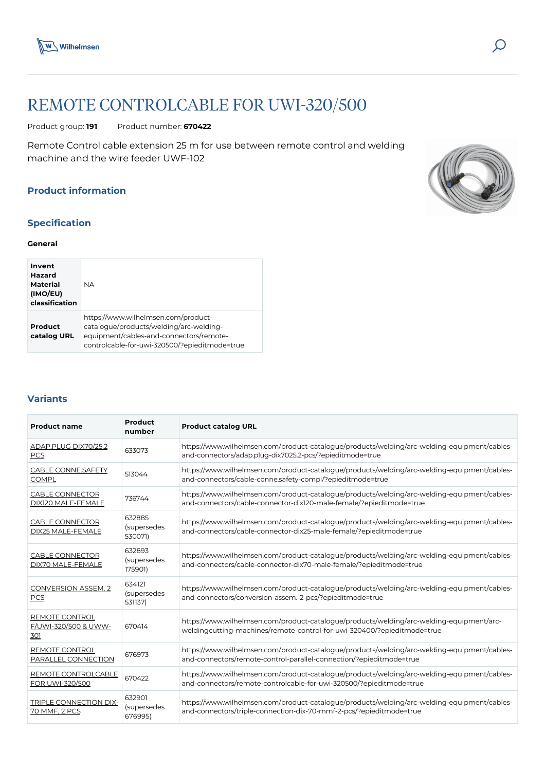# REMOTE CONTROLCABLE FOR UWI-320/500

Product group: **191** Product number: **670422**

Remote Control cable extension 25 m for use between remote control and welding machine and the wire feeder UWF-102

## Product information

## Specification

### General

| | |
|---|---|
| **Invent Hazard Material (IMO/EU) classification** | NA |
| **Product catalog URL** | https://www.wilhelmsen.com/product-catalogue/products/welding/arc-welding-equipment/cables-and-connectors/remote-controlcable-for-uwi-320500/?epieditmode=true |

## Variants

| Product name | Product number | Product catalog URL |
|---|---|---|
| ADAP.PLUG DIX70/25.2 PCS | 633073 | https://www.wilhelmsen.com/product-catalogue/products/welding/arc-welding-equipment/cables-and-connectors/adap.plug-dix7025.2-pcs/?epieditmode=true |
| CABLE CONNE.SAFETY COMPL | 513044 | https://www.wilhelmsen.com/product-catalogue/products/welding/arc-welding-equipment/cables-and-connectors/cable-conne.safety-compl/?epieditmode=true |
| CABLE CONNECTOR DIX120 MALE-FEMALE | 736744 | https://www.wilhelmsen.com/product-catalogue/products/welding/arc-welding-equipment/cables-and-connectors/cable-connector-dix120-male-female/?epieditmode=true |
| CABLE CONNECTOR DIX25 MALE-FEMALE | 632885 (supersedes 530071) | https://www.wilhelmsen.com/product-catalogue/products/welding/arc-welding-equipment/cables-and-connectors/cable-connector-dix25-male-female/?epieditmode=true |
| CABLE CONNECTOR DIX70 MALE-FEMALE | 632893 (supersedes 175901) | https://www.wilhelmsen.com/product-catalogue/products/welding/arc-welding-equipment/cables-and-connectors/cable-connector-dix70-male-female/?epieditmode=true |
| CONVERSION ASSEM. 2 PCS | 634121 (supersedes 531137) | https://www.wilhelmsen.com/product-catalogue/products/welding/arc-welding-equipment/cables-and-connectors/conversion-assem.-2-pcs/?epieditmode=true |
| REMOTE CONTROL F/UWI-320/500 & UWW-301 | 670414 | https://www.wilhelmsen.com/product-catalogue/products/welding/arc-welding-equipment/arc-weldingcutting-machines/remote-control-for-uwi-320400/?epieditmode=true |
| REMOTE CONTROL PARALLEL CONNECTION | 676973 | https://www.wilhelmsen.com/product-catalogue/products/welding/arc-welding-equipment/cables-and-connectors/remote-control-parallel-connection/?epieditmode=true |
| REMOTE CONTROLCABLE FOR UWI-320/500 | 670422 | https://www.wilhelmsen.com/product-catalogue/products/welding/arc-welding-equipment/cables-and-connectors/remote-controlcable-for-uwi-320500/?epieditmode=true |
| TRIPLE CONNECTION DIX-70 MMF, 2 PCS | 632901 (supersedes 676995) | https://www.wilhelmsen.com/product-catalogue/products/welding/arc-welding-equipment/cables-and-connectors/triple-connection-dix-70-mmf-2-pcs/?epieditmode=true |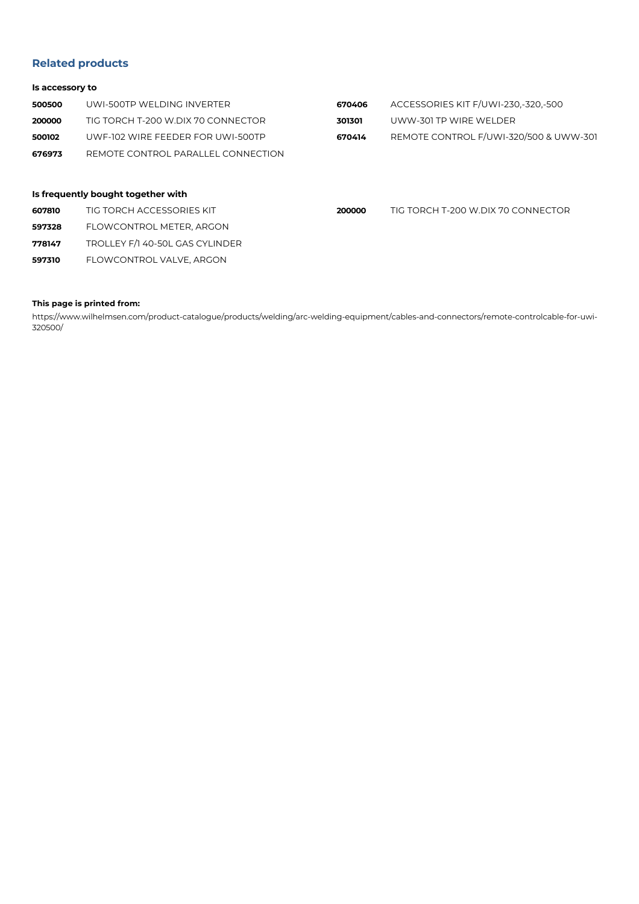## Related products

### Is accessory to

| | | | |
|---|---|---|---|
| **500500** | UWI-500TP WELDING INVERTER | **670406** | ACCESSORIES KIT F/UWI-230,-320,-500 |
| **200000** | TIG TORCH T-200 W.DIX 70 CONNECTOR | **301301** | UWW-301 TP WIRE WELDER |
| **500102** | UWF-102 WIRE FEEDER FOR UWI-500TP | **670414** | REMOTE CONTROL F/UWI-320/500 & UWW-301 |
| **676973** | REMOTE CONTROL PARALLEL CONNECTION | | |

### Is frequently bought together with

| | | | |
|---|---|---|---|
| **607810** | TIG TORCH ACCESSORIES KIT | **200000** | TIG TORCH T-200 W.DIX 70 CONNECTOR |
| **597328** | FLOWCONTROL METER, ARGON | | |
| **778147** | TROLLEY F/1 40-50L GAS CYLINDER | | |
| **597310** | FLOWCONTROL VALVE, ARGON | | |

**This page is printed from:**

https://www.wilhelmsen.com/product-catalogue/products/welding/arc-welding-equipment/cables-and-connectors/remote-controlcable-for-uwi-320500/